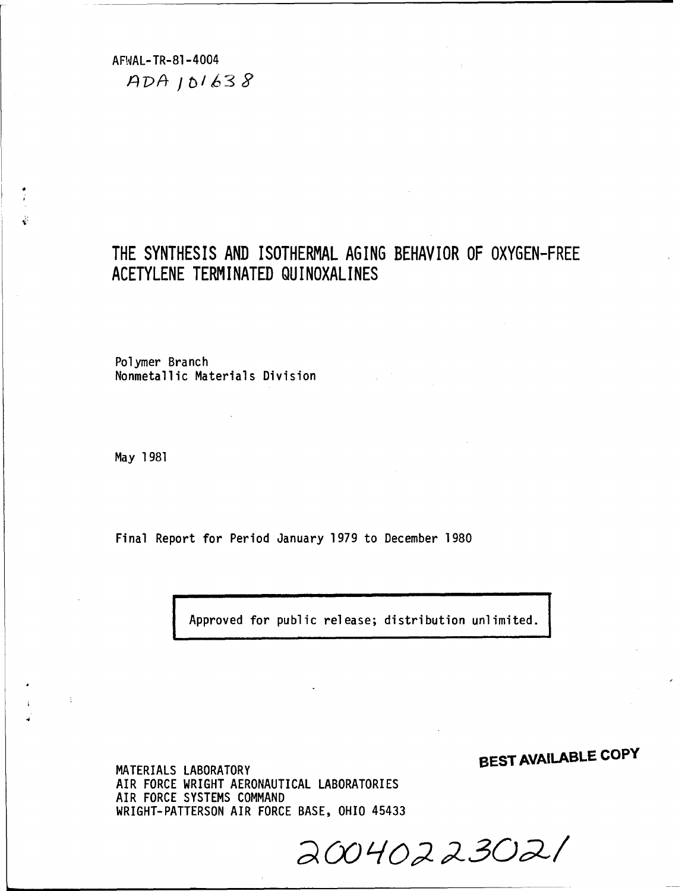AFWAL-TR-81-4004

ADA 101638

# THE SYNTHESIS AND ISOTHERMAL AGING BEHAVIOR OF OXYGEN-FREE ACETYLENE TERMINATED QUINOXALINES

Polymer Branch
Nonmetallic Materials Division

May 1981

Final Report for Period January 1979 to December 1980

Approved for public release; distribution unlimited.

MATERIALS LABORATORY
AIR FORCE WRIGHT AERONAUTICAL LABORATORIES
AIR FORCE SYSTEMS COMMAND
WRIGHT-PATTERSON AIR FORCE BASE, OHIO 45433

**BEST AVAILABLE COPY**

20040223021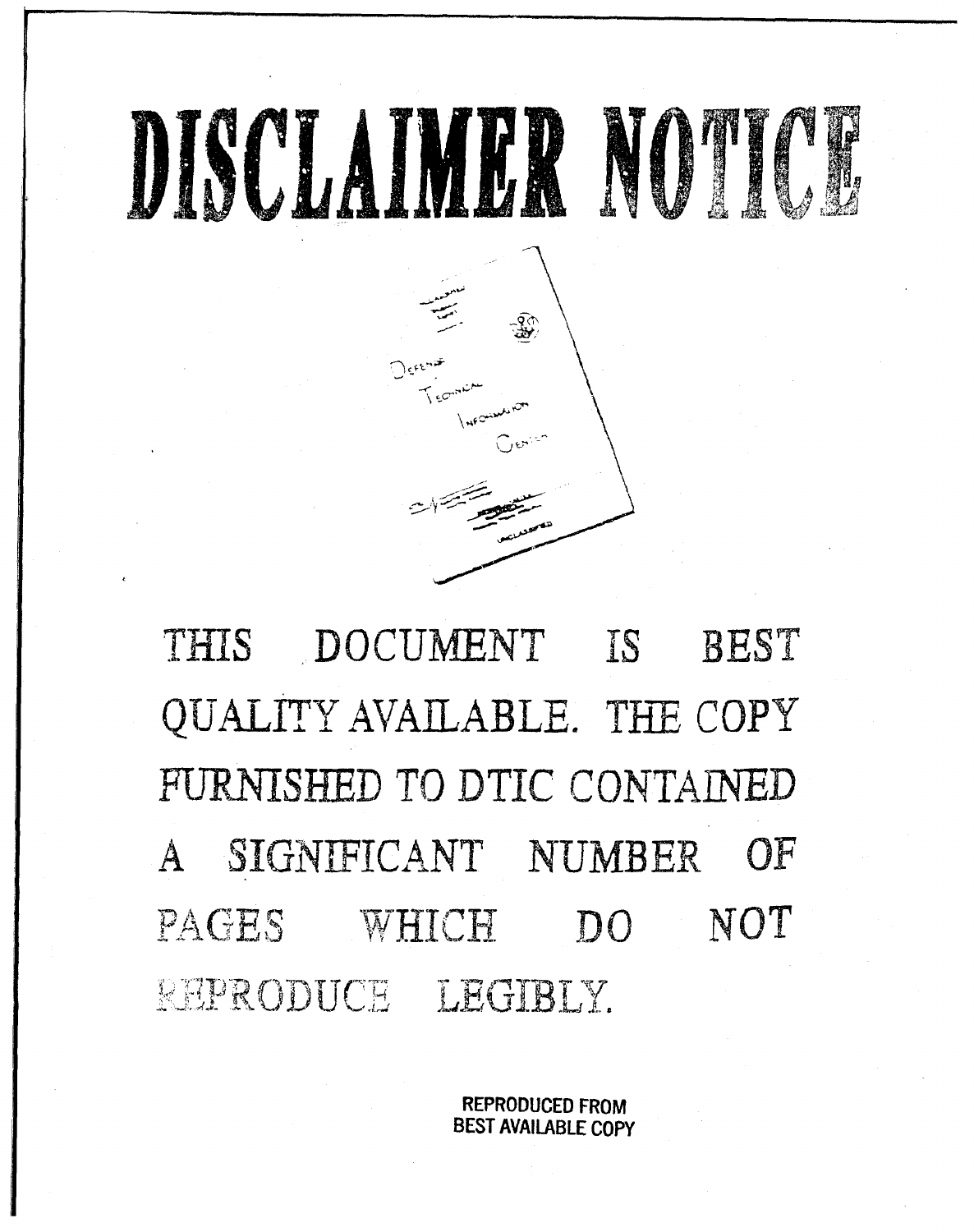# DISCLAIMER NOTICE

THIS DOCUMENT IS BEST QUALITY AVAILABLE. THE COPY FURNISHED TO DTIC CONTAINED A SIGNIFICANT NUMBER OF PAGES WHICH DO NOT REPRODUCE LEGIBLY.

REPRODUCED FROM BEST AVAILABLE COPY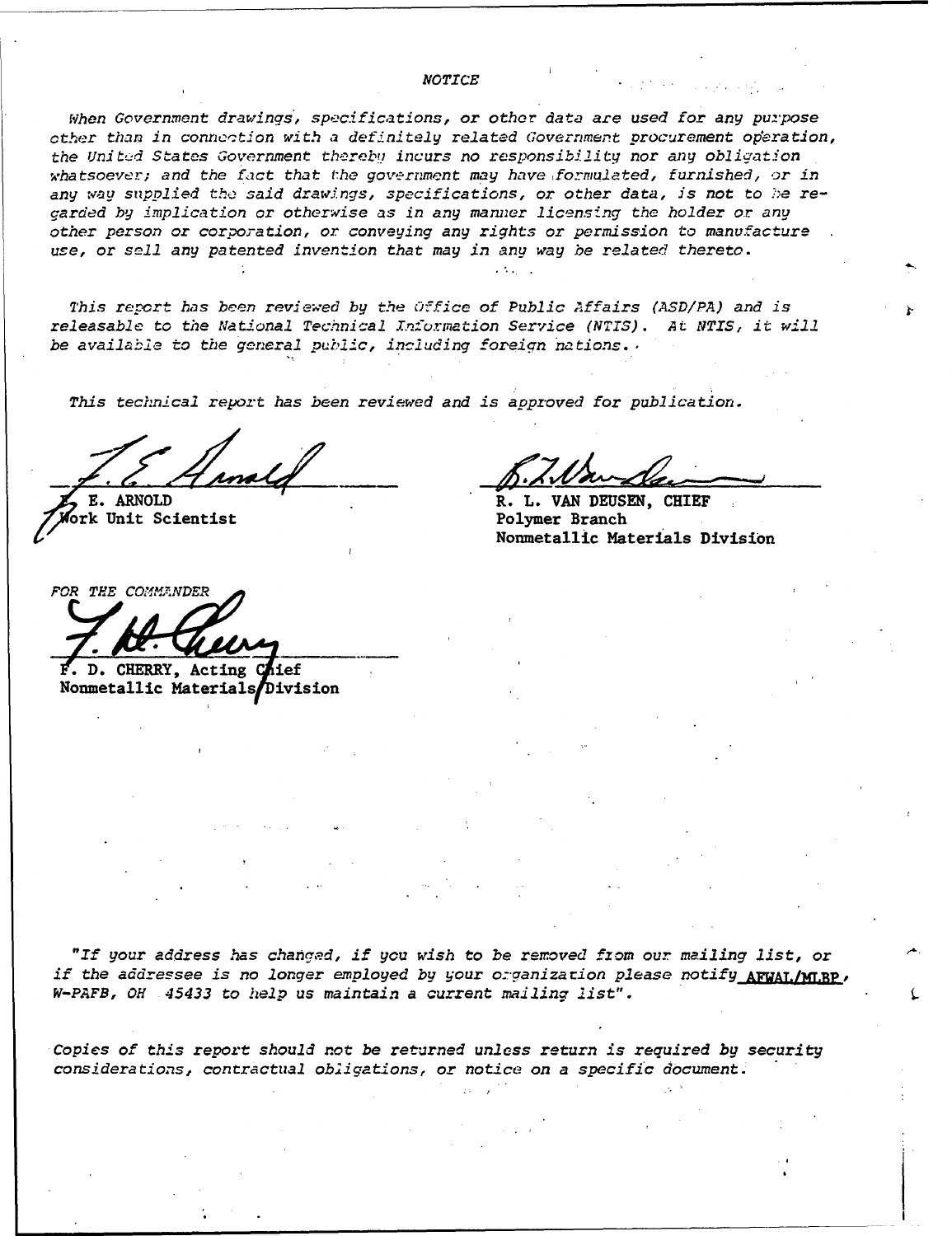*NOTICE*

*When Government drawings, specifications, or other data are used for any purpose other than in connection with a definitely related Government procurement operation, the United States Government thereby incurs no responsibility nor any obligation whatsoever; and the fact that the government may have formulated, furnished, or in any way supplied the said drawings, specifications, or other data, is not to be regarded by implication or otherwise as in any manner licensing the holder or any other person or corporation, or conveying any rights or permission to manufacture use, or sell any patented invention that may in any way be related thereto.*

*This report has been reviewed by the Office of Public Affairs (ASD/PA) and is releasable to the National Technical Information Service (NTIS). At NTIS, it will be available to the general public, including foreign nations.*

*This technical report has been reviewed and is approved for publication.*

**F. E. ARNOLD**
**Work Unit Scientist**

**R. L. VAN DEUSEN, CHIEF**
**Polymer Branch**
**Nonmetallic Materials Division**

*FOR THE COMMANDER*

**F. D. CHERRY, Acting Chief**
**Nonmetallic Materials Division**

*"If your address has changed, if you wish to be removed from our mailing list, or if the addressee is no longer employed by your organization please notify* AFWAL/MLBP*, W-PAFB, OH 45433 to help us maintain a current mailing list".*

*Copies of this report should not be returned unless return is required by security considerations, contractual obligations, or notice on a specific document.*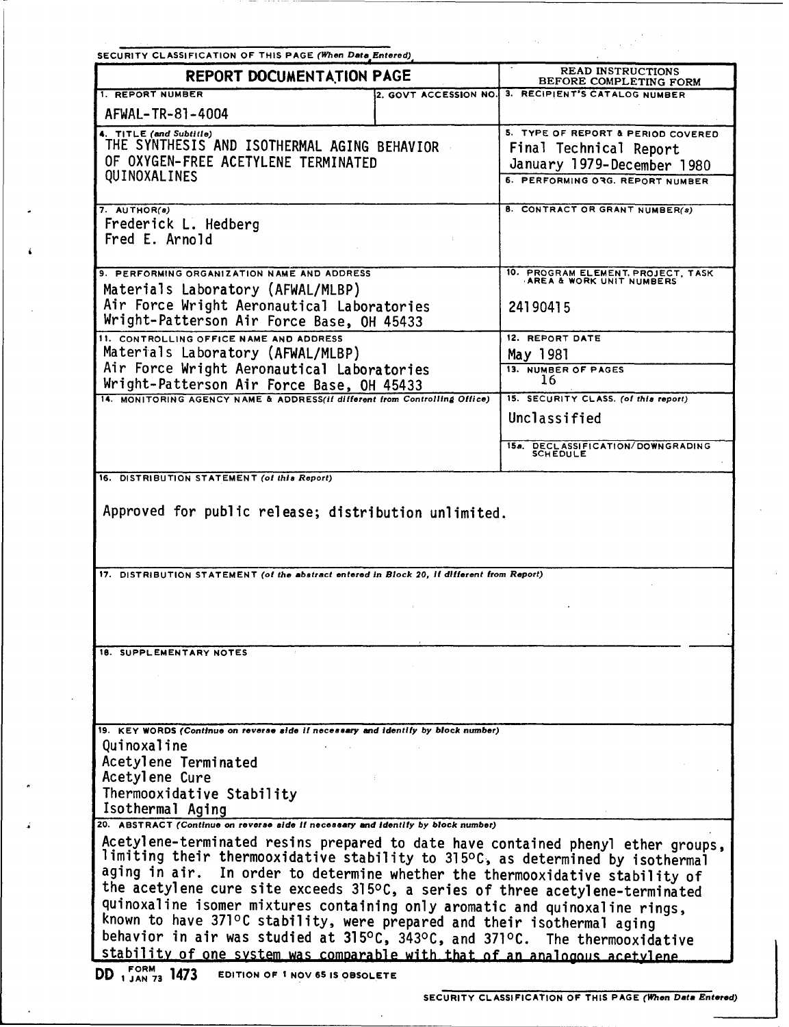SECURITY CLASSIFICATION OF THIS PAGE (When Data Entered)

# REPORT DOCUMENTATION PAGE

READ INSTRUCTIONS BEFORE COMPLETING FORM

| 1. REPORT NUMBER | 2. GOVT ACCESSION NO. | 3. RECIPIENT'S CATALOG NUMBER |
|---|---|---|
| AFWAL-TR-81-4004 | | |

**4. TITLE (and Subtitle)**
THE SYNTHESIS AND ISOTHERMAL AGING BEHAVIOR OF OXYGEN-FREE ACETYLENE TERMINATED QUINOXALINES

**5. TYPE OF REPORT & PERIOD COVERED**
Final Technical Report
January 1979-December 1980

**6. PERFORMING ORG. REPORT NUMBER**

**7. AUTHOR(s)**
Frederick L. Hedberg
Fred E. Arnold

**8. CONTRACT OR GRANT NUMBER(s)**

**9. PERFORMING ORGANIZATION NAME AND ADDRESS**
Materials Laboratory (AFWAL/MLBP)
Air Force Wright Aeronautical Laboratories
Wright-Patterson Air Force Base, OH 45433

**10. PROGRAM ELEMENT, PROJECT, TASK AREA & WORK UNIT NUMBERS**
24190415

**11. CONTROLLING OFFICE NAME AND ADDRESS**
Materials Laboratory (AFWAL/MLBP)
Air Force Wright Aeronautical Laboratories
Wright-Patterson Air Force Base, OH 45433

**12. REPORT DATE**
May 1981

**13. NUMBER OF PAGES**
16

**14. MONITORING AGENCY NAME & ADDRESS (if different from Controlling Office)**

**15. SECURITY CLASS. (of this report)**
Unclassified

**15a. DECLASSIFICATION/DOWNGRADING SCHEDULE**

**16. DISTRIBUTION STATEMENT (of this Report)**

Approved for public release; distribution unlimited.

**17. DISTRIBUTION STATEMENT (of the abstract entered in Block 20, if different from Report)**

**18. SUPPLEMENTARY NOTES**

**19. KEY WORDS (Continue on reverse side if necessary and identify by block number)**

Quinoxaline
Acetylene Terminated
Acetylene Cure
Thermooxidative Stability
Isothermal Aging

**20. ABSTRACT (Continue on reverse side if necessary and identify by block number)**

Acetylene-terminated resins prepared to date have contained phenyl ether groups, limiting their thermooxidative stability to 315°C, as determined by isothermal aging in air. In order to determine whether the thermooxidative stability of the acetylene cure site exceeds 315°C, a series of three acetylene-terminated quinoxaline isomer mixtures containing only aromatic and quinoxaline rings, known to have 371°C stability, were prepared and their isothermal aging behavior in air was studied at 315°C, 343°C, and 371°C. The thermooxidative stability of one system was comparable with that of an analogous acetylene

DD FORM 1 JAN 73 1473 EDITION OF 1 NOV 65 IS OBSOLETE

SECURITY CLASSIFICATION OF THIS PAGE (When Data Entered)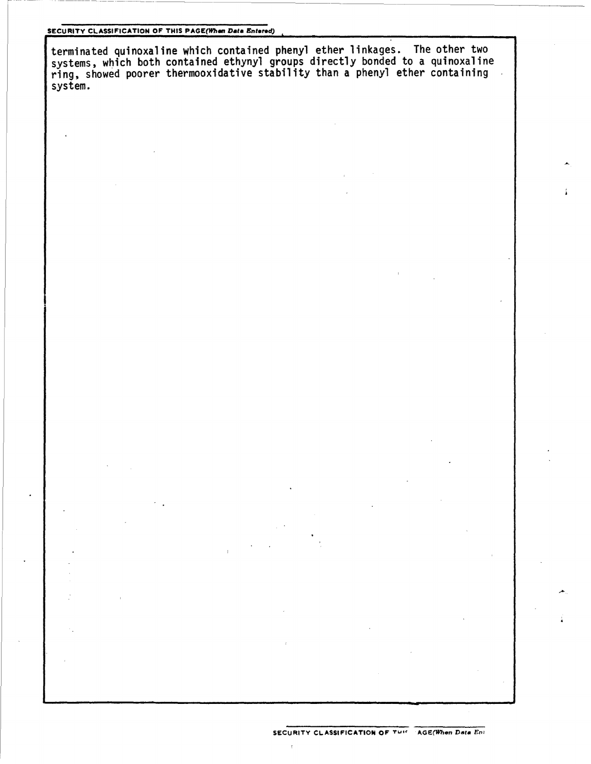terminated quinoxaline which contained phenyl ether linkages. The other two systems, which both contained ethynyl groups directly bonded to a quinoxaline ring, showed poorer thermooxidative stability than a phenyl ether containing system.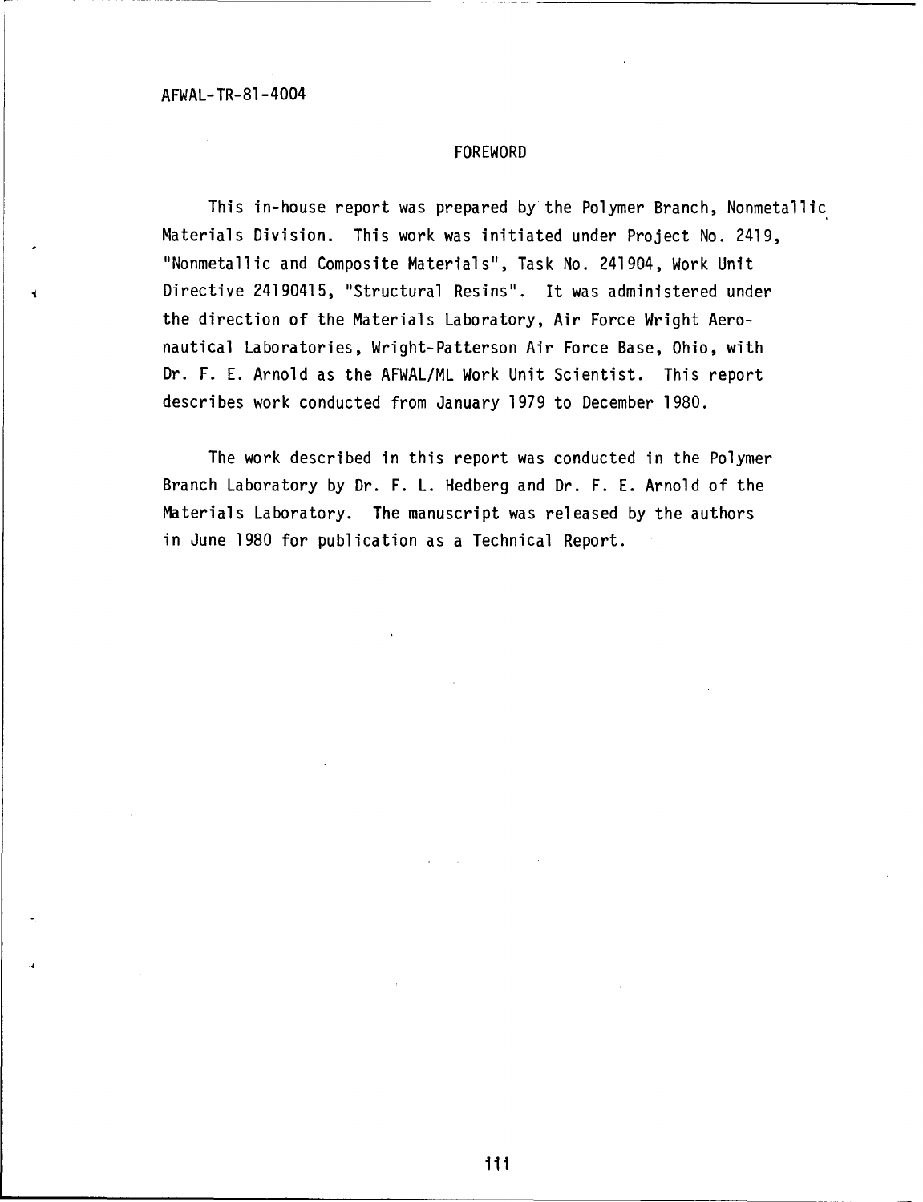AFWAL-TR-81-4004

# FOREWORD

This in-house report was prepared by the Polymer Branch, Nonmetallic Materials Division. This work was initiated under Project No. 2419, "Nonmetallic and Composite Materials", Task No. 241904, Work Unit Directive 24190415, "Structural Resins". It was administered under the direction of the Materials Laboratory, Air Force Wright Aeronautical Laboratories, Wright-Patterson Air Force Base, Ohio, with Dr. F. E. Arnold as the AFWAL/ML Work Unit Scientist. This report describes work conducted from January 1979 to December 1980.

The work described in this report was conducted in the Polymer Branch Laboratory by Dr. F. L. Hedberg and Dr. F. E. Arnold of the Materials Laboratory. The manuscript was released by the authors in June 1980 for publication as a Technical Report.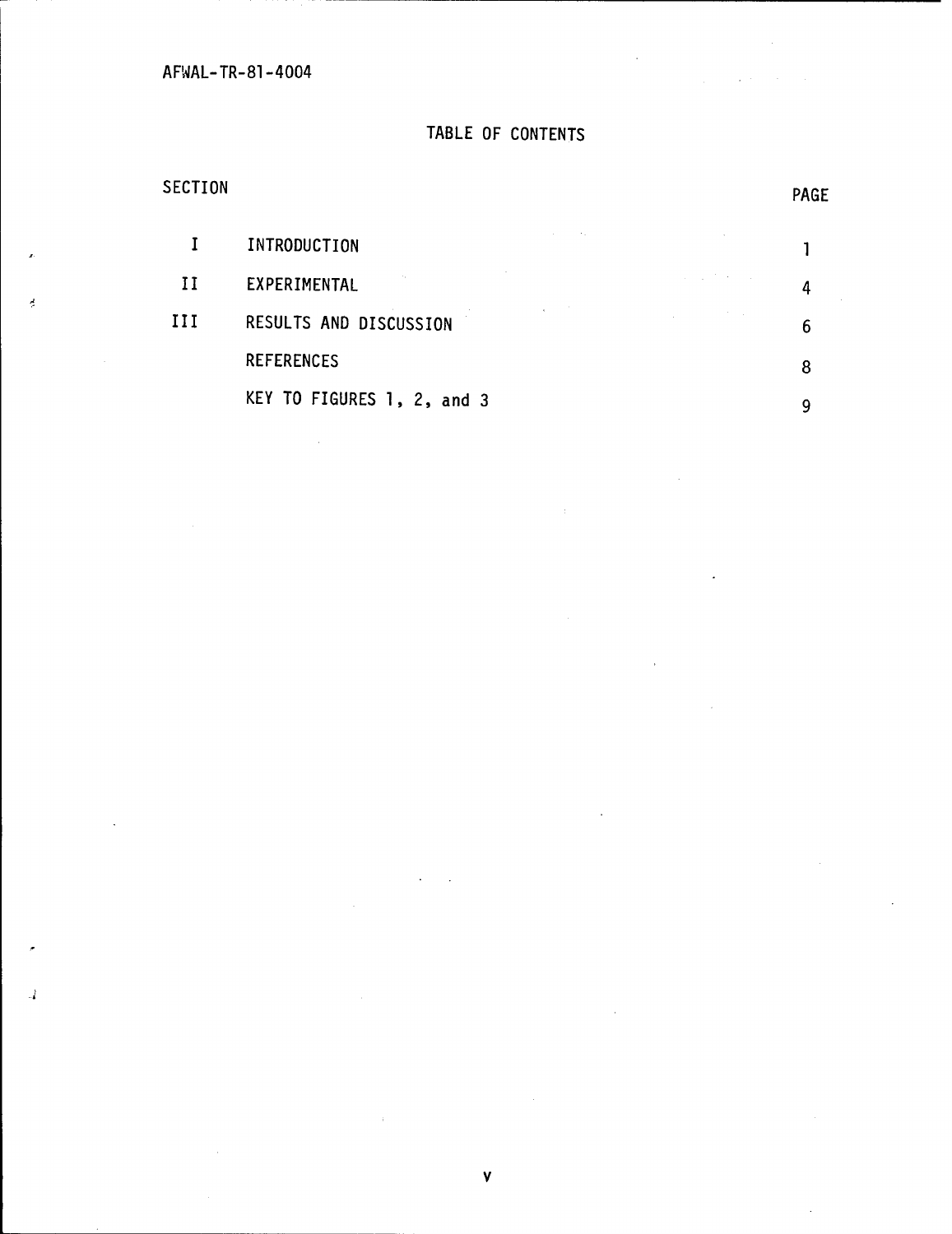# TABLE OF CONTENTS

| SECTION | | PAGE |
|---|---|---|
| I | INTRODUCTION | 1 |
| II | EXPERIMENTAL | 4 |
| III | RESULTS AND DISCUSSION | 6 |
| | REFERENCES | 8 |
| | KEY TO FIGURES 1, 2, and 3 | 9 |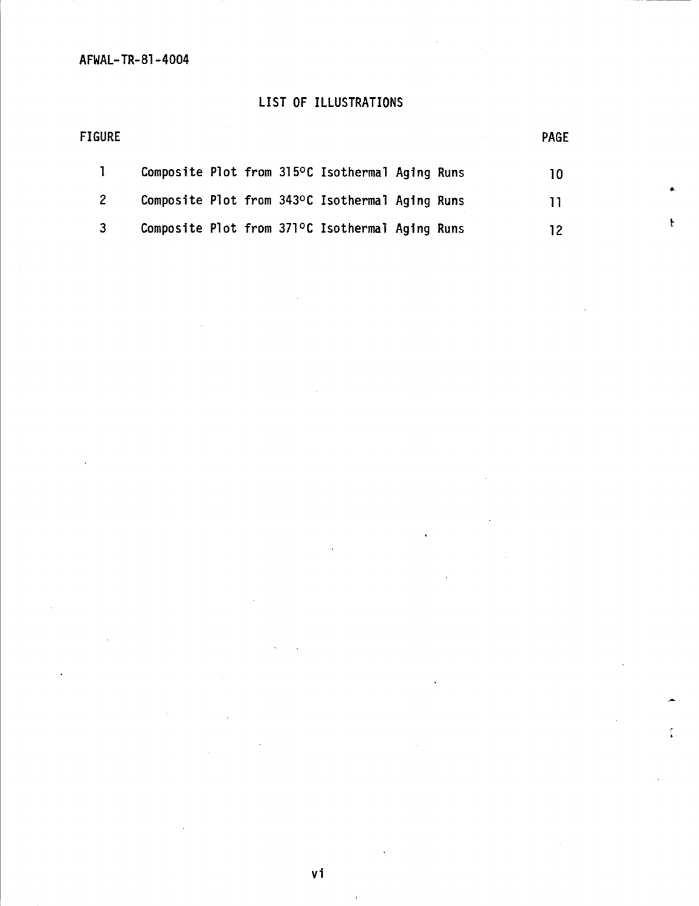## LIST OF ILLUSTRATIONS

| FIGURE | | PAGE |
|---|---|---|
| 1 | Composite Plot from 315°C Isothermal Aging Runs | 10 |
| 2 | Composite Plot from 343°C Isothermal Aging Runs | 11 |
| 3 | Composite Plot from 371°C Isothermal Aging Runs | 12 |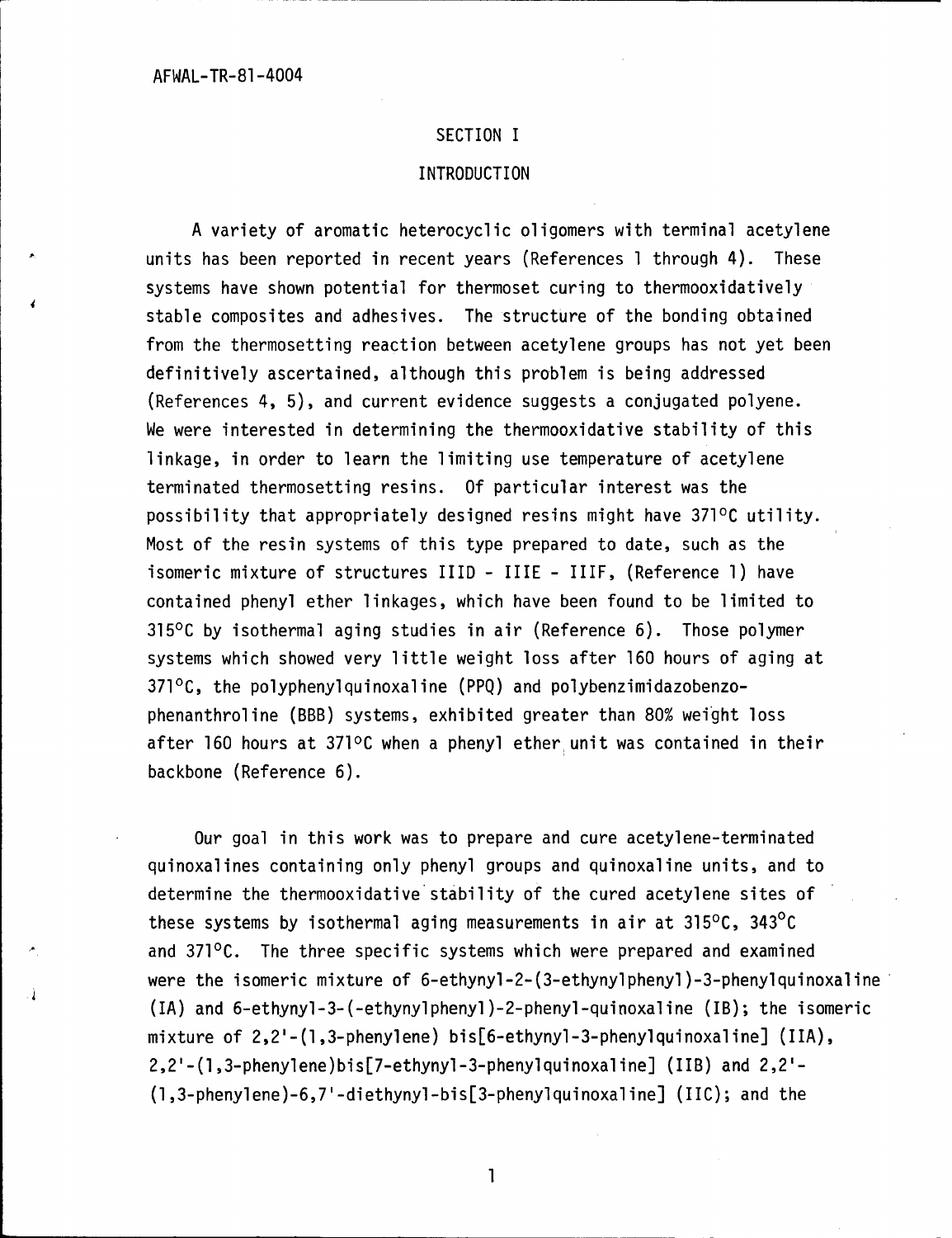# SECTION I

## INTRODUCTION

A variety of aromatic heterocyclic oligomers with terminal acetylene units has been reported in recent years (References 1 through 4). These systems have shown potential for thermoset curing to thermooxidatively stable composites and adhesives. The structure of the bonding obtained from the thermosetting reaction between acetylene groups has not yet been definitively ascertained, although this problem is being addressed (References 4, 5), and current evidence suggests a conjugated polyene. We were interested in determining the thermooxidative stability of this linkage, in order to learn the limiting use temperature of acetylene terminated thermosetting resins. Of particular interest was the possibility that appropriately designed resins might have 371°C utility. Most of the resin systems of this type prepared to date, such as the isomeric mixture of structures IIID - IIIE - IIIF, (Reference 1) have contained phenyl ether linkages, which have been found to be limited to 315°C by isothermal aging studies in air (Reference 6). Those polymer systems which showed very little weight loss after 160 hours of aging at 371°C, the polyphenylquinoxaline (PPQ) and polybenzimidazobenzophenanthroline (BBB) systems, exhibited greater than 80% weight loss after 160 hours at 371°C when a phenyl ether unit was contained in their backbone (Reference 6).

Our goal in this work was to prepare and cure acetylene-terminated quinoxalines containing only phenyl groups and quinoxaline units, and to determine the thermooxidative stability of the cured acetylene sites of these systems by isothermal aging measurements in air at 315°C, 343°C and 371°C. The three specific systems which were prepared and examined were the isomeric mixture of 6-ethynyl-2-(3-ethynylphenyl)-3-phenylquinoxaline (IA) and 6-ethynyl-3-(-ethynylphenyl)-2-phenyl-quinoxaline (IB); the isomeric mixture of 2,2'-(1,3-phenylene) bis[6-ethynyl-3-phenylquinoxaline] (IIA), 2,2'-(1,3-phenylene)bis[7-ethynyl-3-phenylquinoxaline] (IIB) and 2,2'-(1,3-phenylene)-6,7'-diethynyl-bis[3-phenylquinoxaline] (IIC); and the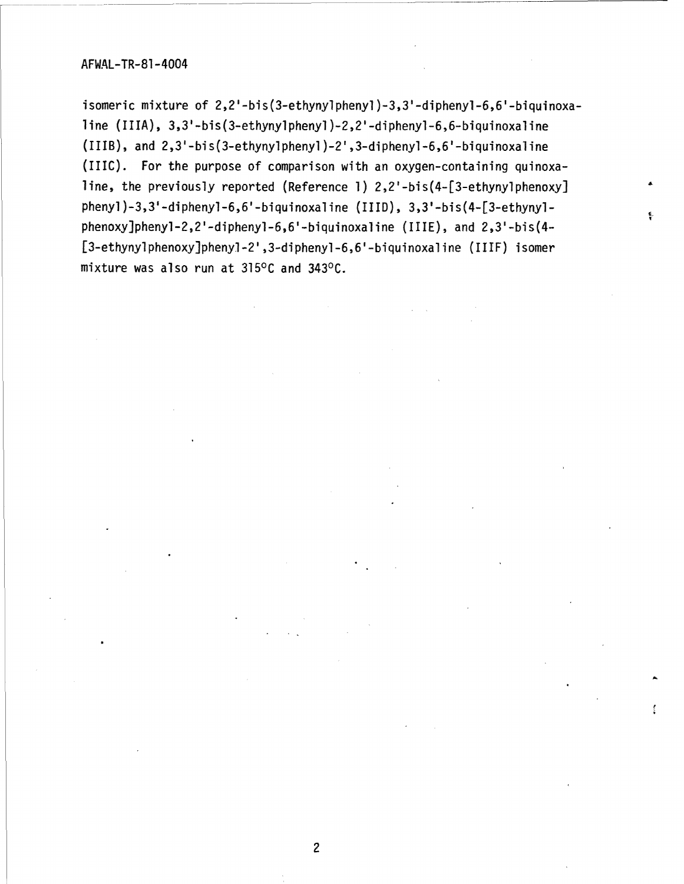isomeric mixture of 2,2'-bis(3-ethynylphenyl)-3,3'-diphenyl-6,6'-biquinoxaline (IIIA), 3,3'-bis(3-ethynylphenyl)-2,2'-diphenyl-6,6-biquinoxaline (IIIB), and 2,3'-bis(3-ethynylphenyl)-2',3-diphenyl-6,6'-biquinoxaline (IIIC). For the purpose of comparison with an oxygen-containing quinoxaline, the previously reported (Reference 1) 2,2'-bis(4-[3-ethynylphenoxy] phenyl)-3,3'-diphenyl-6,6'-biquinoxaline (IIID), 3,3'-bis(4-[3-ethynylphenoxy]phenyl-2,2'-diphenyl-6,6'-biquinoxaline (IIIE), and 2,3'-bis(4-[3-ethynylphenoxy]phenyl-2',3-diphenyl-6,6'-biquinoxaline (IIIF) isomer mixture was also run at 315°C and 343°C.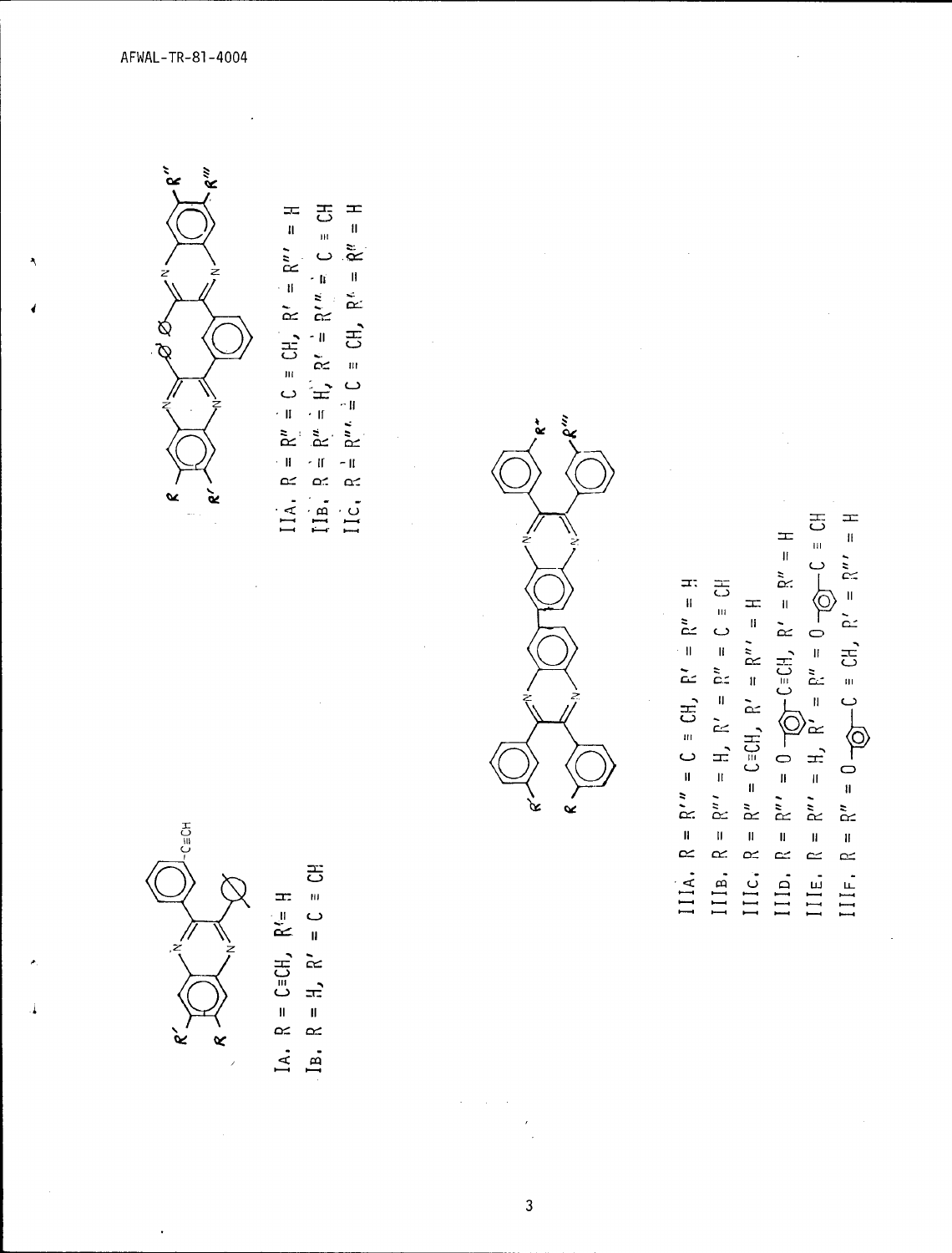IA. R = C≡CH, R′ = H

IB. R = H, R′ = C ≡ CH

IIA. R = R″ = C ≡ CH, R′ = R‴ = H

IIB. R = R″ = H, R′ = R‴ = C ≡ CH

IIC. R = R‴ = C ≡ CH, R′ = R″ = H

IIIA. R = R‴ = C ≡ CH, R′ = R″ = H

IIIB. R = R‴ = H, R′ = R″ = C ≡ CH

IIIC. R = R″ = C≡CH, R′ = R‴ = H

IIID. R = R‴ = O —⟨◯⟩— C≡CH, R′ = R″ = H

IIIE. R = R‴ = H, R′ = R″ = O —⟨◯⟩— C ≡ CH

IIIF. R = R″ = O —⟨◯⟩— C ≡ CH, R′ = R‴ = H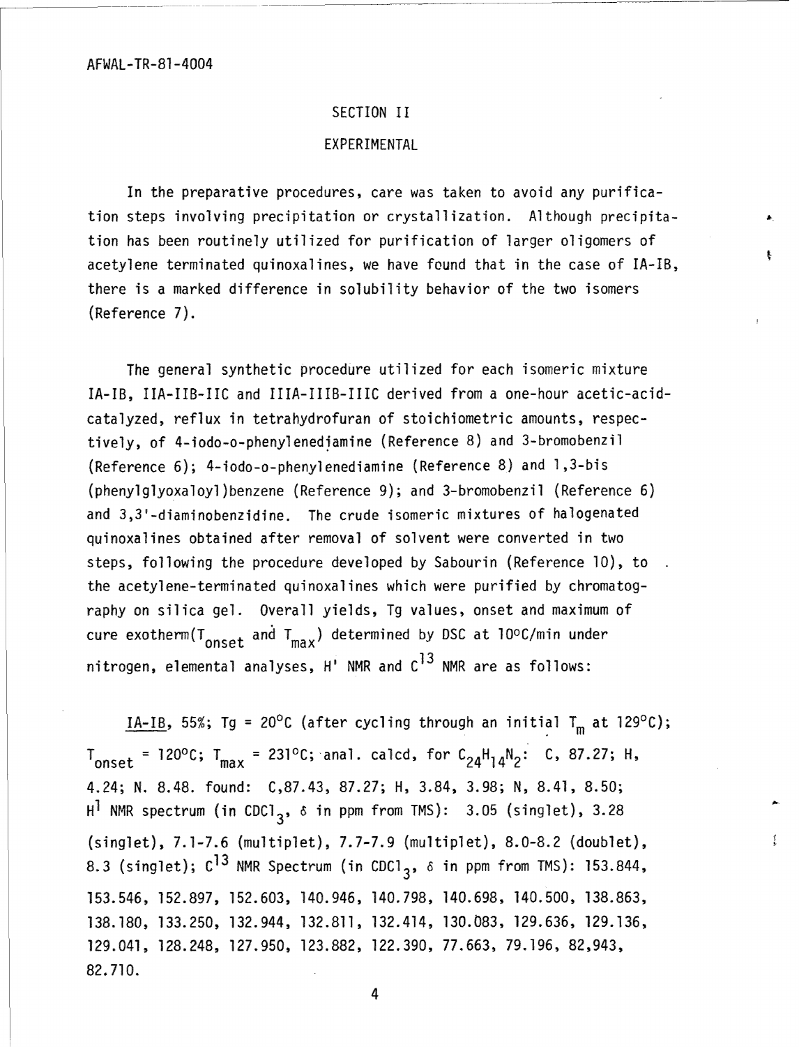## SECTION II

## EXPERIMENTAL

In the preparative procedures, care was taken to avoid any purification steps involving precipitation or crystallization. Although precipitation has been routinely utilized for purification of larger oligomers of acetylene terminated quinoxalines, we have found that in the case of IA-IB, there is a marked difference in solubility behavior of the two isomers (Reference 7).

The general synthetic procedure utilized for each isomeric mixture IA-IB, IIA-IIB-IIC and IIIA-IIIB-IIIC derived from a one-hour acetic-acid-catalyzed, reflux in tetrahydrofuran of stoichiometric amounts, respectively, of 4-iodo-o-phenylenediamine (Reference 8) and 3-bromobenzil (Reference 6); 4-iodo-o-phenylenediamine (Reference 8) and 1,3-bis (phenylglyoxaloyl)benzene (Reference 9); and 3-bromobenzil (Reference 6) and 3,3'-diaminobenzidine. The crude isomeric mixtures of halogenated quinoxalines obtained after removal of solvent were converted in two steps, following the procedure developed by Sabourin (Reference 10), to the acetylene-terminated quinoxalines which were purified by chromatography on silica gel. Overall yields, Tg values, onset and maximum of cure exotherm($T_{onset}$ and $T_{max}$) determined by DSC at 10°C/min under nitrogen, elemental analyses, H' NMR and $C^{13}$ NMR are as follows:

<u>IA-IB</u>, 55%; Tg = 20°C (after cycling through an initial $T_m$ at 129°C); $T_{onset}$ = 120°C; $T_{max}$ = 231°C; anal. calcd, for $C_{24}H_{14}N_2$: C, 87.27; H, 4.24; N. 8.48. found: C,87.43, 87.27; H, 3.84, 3.98; N, 8.41, 8.50; $H^1$ NMR spectrum (in $CDCl_3$, $\delta$ in ppm from TMS): 3.05 (singlet), 3.28 (singlet), 7.1-7.6 (multiplet), 7.7-7.9 (multiplet), 8.0-8.2 (doublet), 8.3 (singlet); $C^{13}$ NMR Spectrum (in $CDCl_3$, $\delta$ in ppm from TMS): 153.844, 153.546, 152.897, 152.603, 140.946, 140.798, 140.698, 140.500, 138.863, 138.180, 133.250, 132.944, 132.811, 132.414, 130.083, 129.636, 129.136, 129.041, 128.248, 127.950, 123.882, 122.390, 77.663, 79.196, 82,943, 82.710.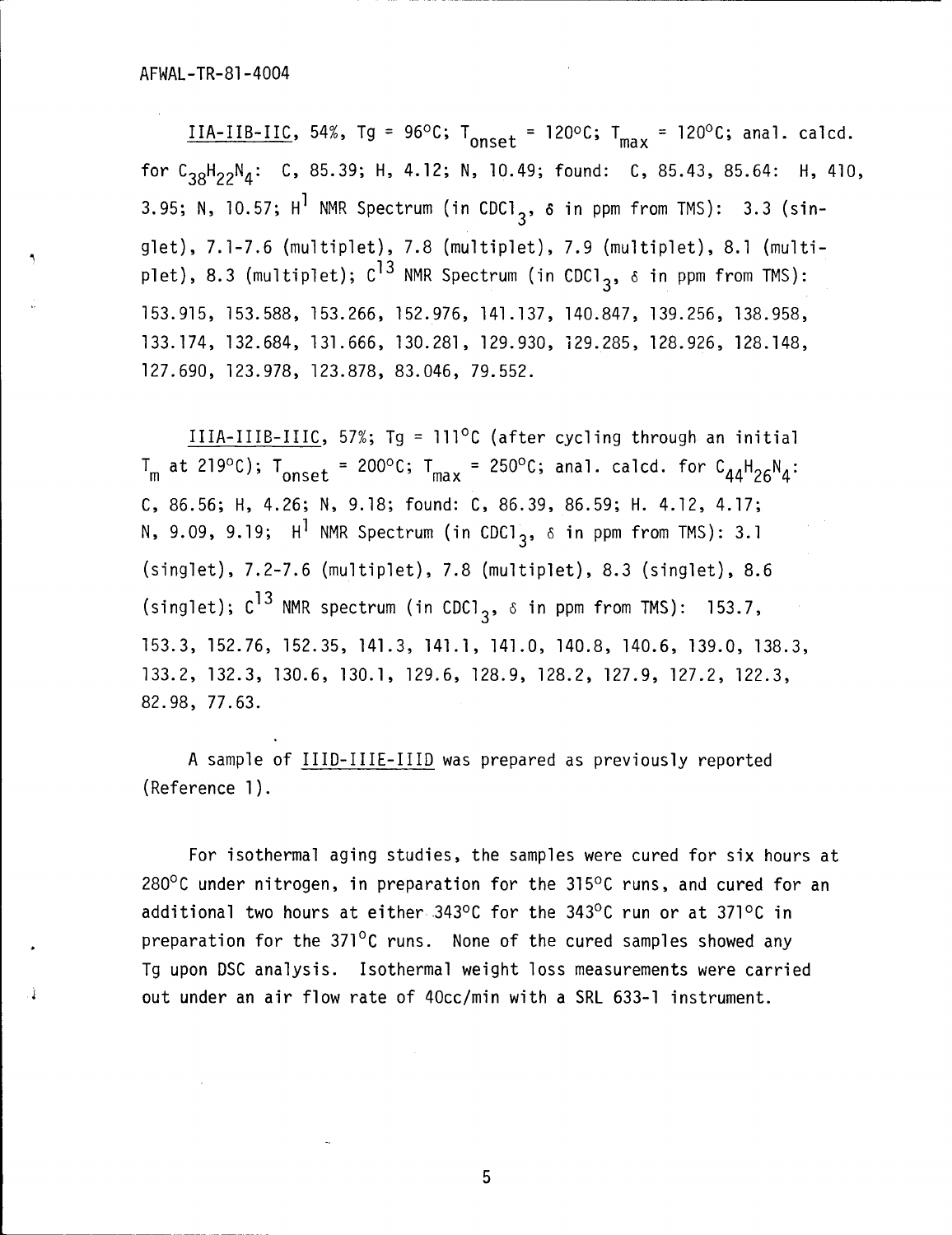IIA-IIB-IIC, 54%, Tg = 96°C; $T_{onset}$ = 120°C; $T_{max}$ = 120°C; anal. calcd. for $C_{38}H_{22}N_4$: C, 85.39; H, 4.12; N, 10.49; found: C, 85.43, 85.64: H, 410, 3.95; N, 10.57; $H^1$ NMR Spectrum (in $CDCl_3$, δ in ppm from TMS): 3.3 (singlet), 7.1-7.6 (multiplet), 7.8 (multiplet), 7.9 (multiplet), 8.1 (multiplet), 8.3 (multiplet); $C^{13}$ NMR Spectrum (in $CDCl_3$, δ in ppm from TMS): 153.915, 153.588, 153.266, 152.976, 141.137, 140.847, 139.256, 138.958, 133.174, 132.684, 131.666, 130.281, 129.930, 129.285, 128.926, 128.148, 127.690, 123.978, 123.878, 83.046, 79.552.

IIIA-IIIB-IIIC, 57%; Tg = 111°C (after cycling through an initial $T_m$ at 219°C); $T_{onset}$ = 200°C; $T_{max}$ = 250°C; anal. calcd. for $C_{44}H_{26}N_4$: C, 86.56; H, 4.26; N, 9.18; found: C, 86.39, 86.59; H. 4.12, 4.17; N, 9.09, 9.19; $H^1$ NMR Spectrum (in $CDCl_3$, δ in ppm from TMS): 3.1 (singlet), 7.2-7.6 (multiplet), 7.8 (multiplet), 8.3 (singlet), 8.6 (singlet); $C^{13}$ NMR spectrum (in $CDCl_3$, δ in ppm from TMS): 153.7, 153.3, 152.76, 152.35, 141.3, 141.1, 141.0, 140.8, 140.6, 139.0, 138.3, 133.2, 132.3, 130.6, 130.1, 129.6, 128.9, 128.2, 127.9, 127.2, 122.3, 82.98, 77.63.

A sample of IIID-IIIE-IIID was prepared as previously reported (Reference 1).

For isothermal aging studies, the samples were cured for six hours at 280°C under nitrogen, in preparation for the 315°C runs, and cured for an additional two hours at either 343°C for the 343°C run or at 371°C in preparation for the 371°C runs. None of the cured samples showed any Tg upon DSC analysis. Isothermal weight loss measurements were carried out under an air flow rate of 40cc/min with a SRL 633-1 instrument.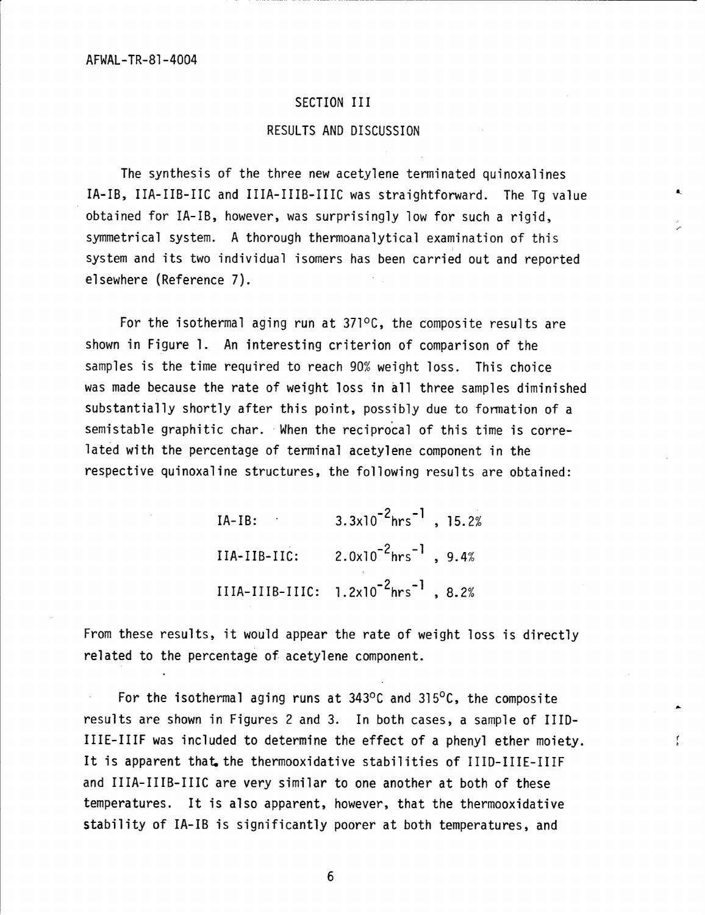## SECTION III

## RESULTS AND DISCUSSION

The synthesis of the three new acetylene terminated quinoxalines IA-IB, IIA-IIB-IIC and IIIA-IIIB-IIIC was straightforward. The Tg value obtained for IA-IB, however, was surprisingly low for such a rigid, symmetrical system. A thorough thermoanalytical examination of this system and its two individual isomers has been carried out and reported elsewhere (Reference 7).

For the isothermal aging run at 371°C, the composite results are shown in Figure 1. An interesting criterion of comparison of the samples is the time required to reach 90% weight loss. This choice was made because the rate of weight loss in all three samples diminished substantially shortly after this point, possibly due to formation of a semistable graphitic char. When the reciprocal of this time is correlated with the percentage of terminal acetylene component in the respective quinoxaline structures, the following results are obtained:

IA-IB: $3.3 \times 10^{-2} \text{hrs}^{-1}$ , 15.2%

IIA-IIB-IIC: $2.0 \times 10^{-2} \text{hrs}^{-1}$ , 9.4%

IIIA-IIIB-IIIC: $1.2 \times 10^{-2} \text{hrs}^{-1}$ , 8.2%

From these results, it would appear the rate of weight loss is directly related to the percentage of acetylene component.

For the isothermal aging runs at 343°C and 315°C, the composite results are shown in Figures 2 and 3. In both cases, a sample of IIID-IIIE-IIIF was included to determine the effect of a phenyl ether moiety. It is apparent that the thermooxidative stabilities of IIID-IIIE-IIIF and IIIA-IIIB-IIIC are very similar to one another at both of these temperatures. It is also apparent, however, that the thermooxidative stability of IA-IB is significantly poorer at both temperatures, and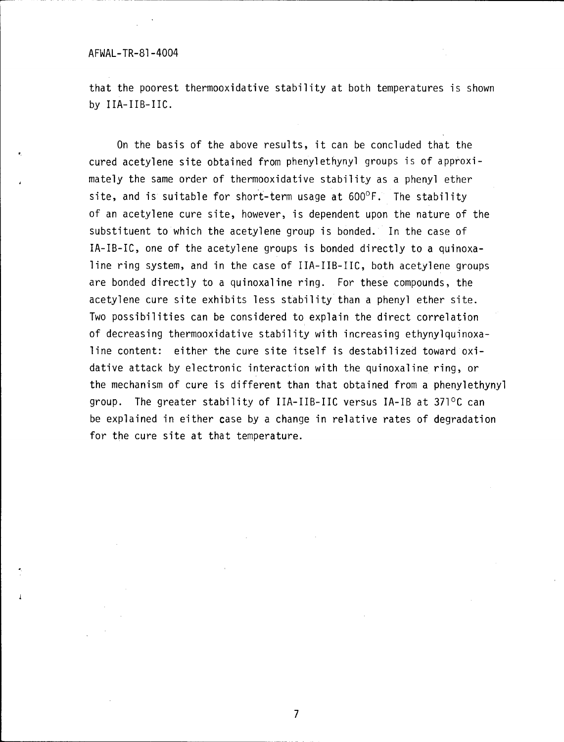that the poorest thermooxidative stability at both temperatures is shown by IIA-IIB-IIC.

On the basis of the above results, it can be concluded that the cured acetylene site obtained from phenylethynyl groups is of approximately the same order of thermooxidative stability as a phenyl ether site, and is suitable for short-term usage at 600°F. The stability of an acetylene cure site, however, is dependent upon the nature of the substituent to which the acetylene group is bonded. In the case of IA-IB-IC, one of the acetylene groups is bonded directly to a quinoxaline ring system, and in the case of IIA-IIB-IIC, both acetylene groups are bonded directly to a quinoxaline ring. For these compounds, the acetylene cure site exhibits less stability than a phenyl ether site. Two possibilities can be considered to explain the direct correlation of decreasing thermooxidative stability with increasing ethynylquinoxaline content: either the cure site itself is destabilized toward oxidative attack by electronic interaction with the quinoxaline ring, or the mechanism of cure is different than that obtained from a phenylethynyl group. The greater stability of IIA-IIB-IIC versus IA-IB at 371°C can be explained in either case by a change in relative rates of degradation for the cure site at that temperature.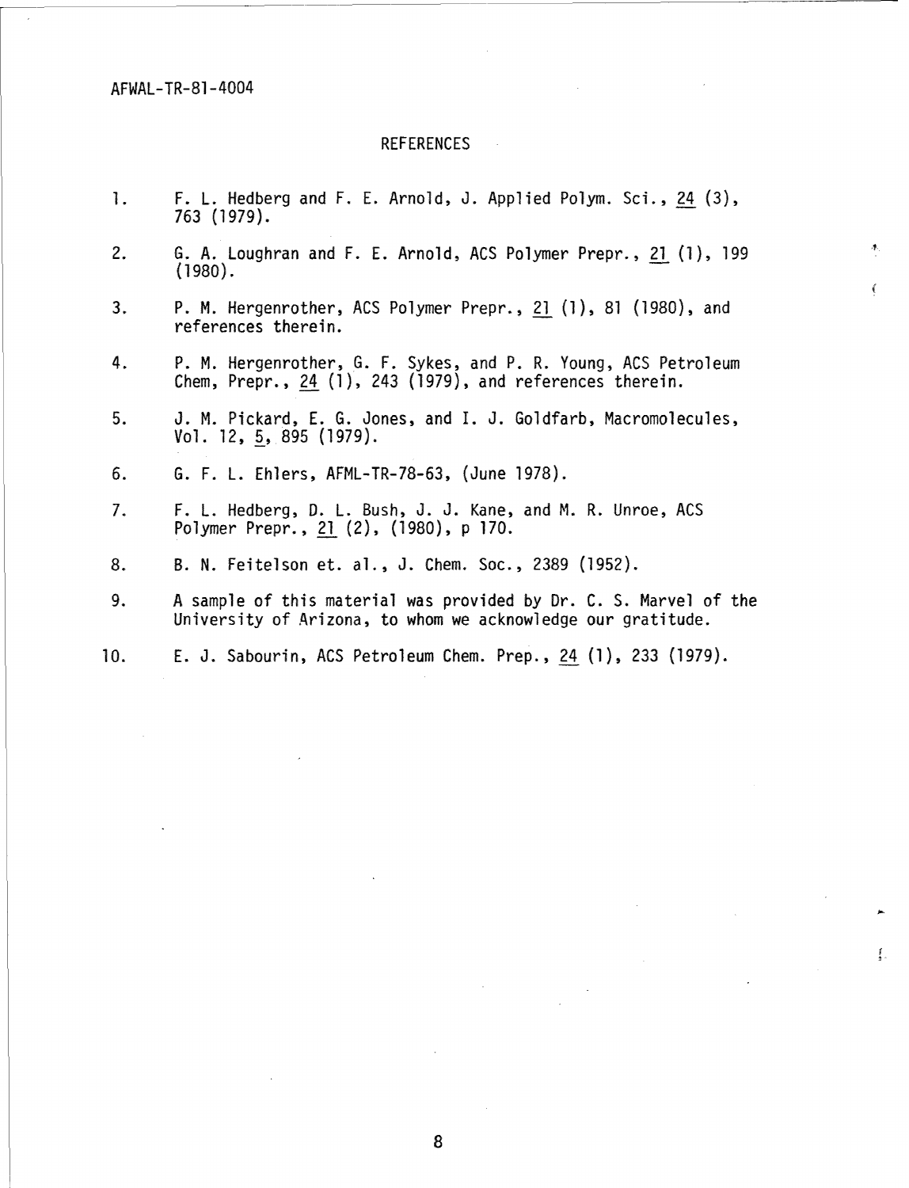## REFERENCES

1. F. L. Hedberg and F. E. Arnold, J. Applied Polym. Sci., 24 (3), 763 (1979).
2. G. A. Loughran and F. E. Arnold, ACS Polymer Prepr., 21 (1), 199 (1980).
3. P. M. Hergenrother, ACS Polymer Prepr., 21 (1), 81 (1980), and references therein.
4. P. M. Hergenrother, G. F. Sykes, and P. R. Young, ACS Petroleum Chem, Prepr., 24 (1), 243 (1979), and references therein.
5. J. M. Pickard, E. G. Jones, and I. J. Goldfarb, Macromolecules, Vol. 12, 5, 895 (1979).
6. G. F. L. Ehlers, AFML-TR-78-63, (June 1978).
7. F. L. Hedberg, D. L. Bush, J. J. Kane, and M. R. Unroe, ACS Polymer Prepr., 21 (2), (1980), p 170.
8. B. N. Feitelson et. al., J. Chem. Soc., 2389 (1952).
9. A sample of this material was provided by Dr. C. S. Marvel of the University of Arizona, to whom we acknowledge our gratitude.
10. E. J. Sabourin, ACS Petroleum Chem. Prep., 24 (1), 233 (1979).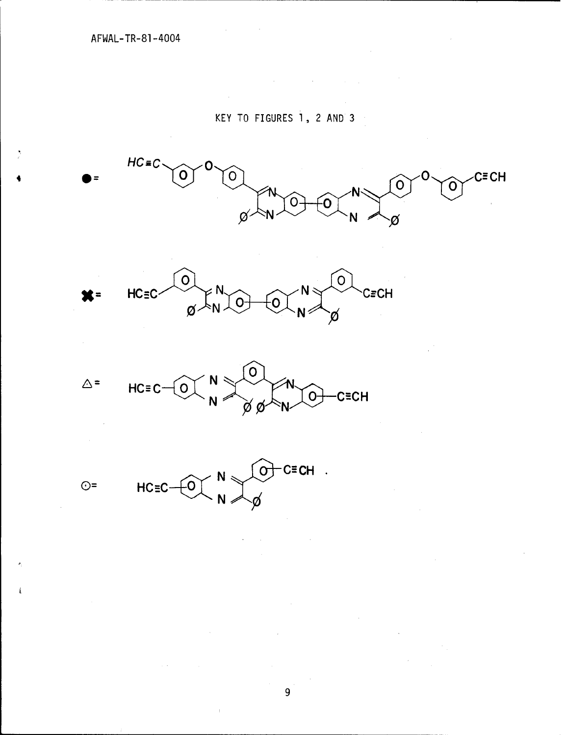KEY TO FIGURES 1, 2 AND 3

● =

✖ =

△ =

⊙ =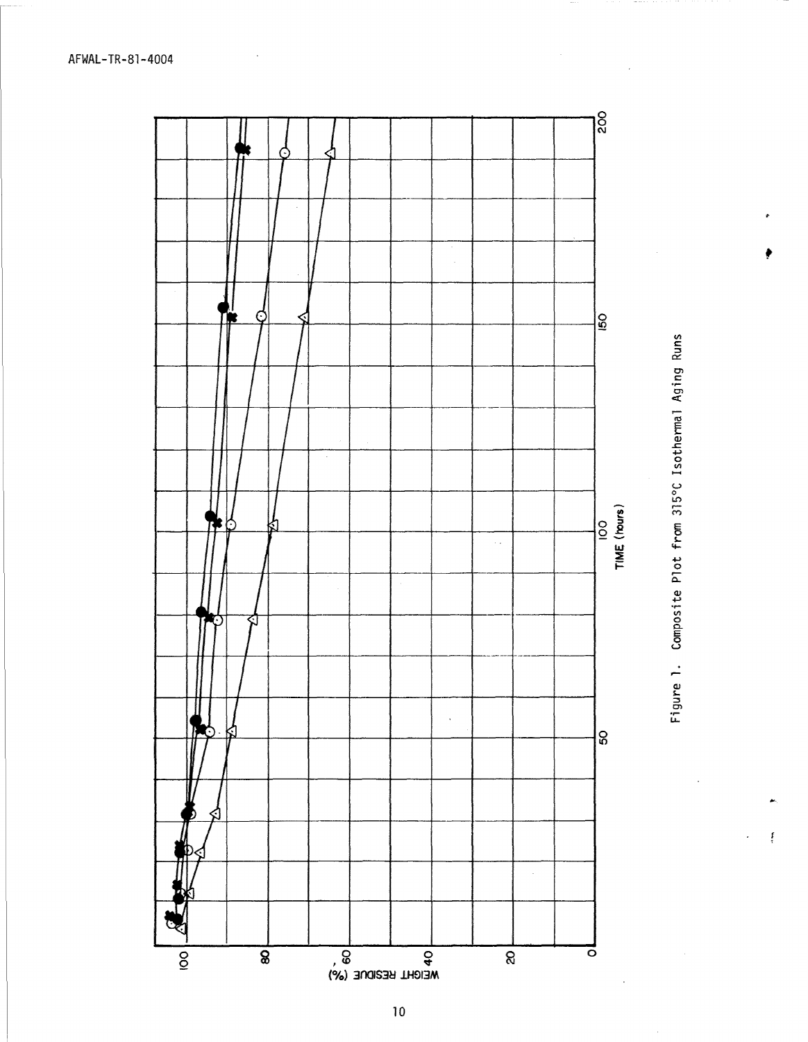Figure 1. Composite Plot from 315°C Isothermal Aging Runs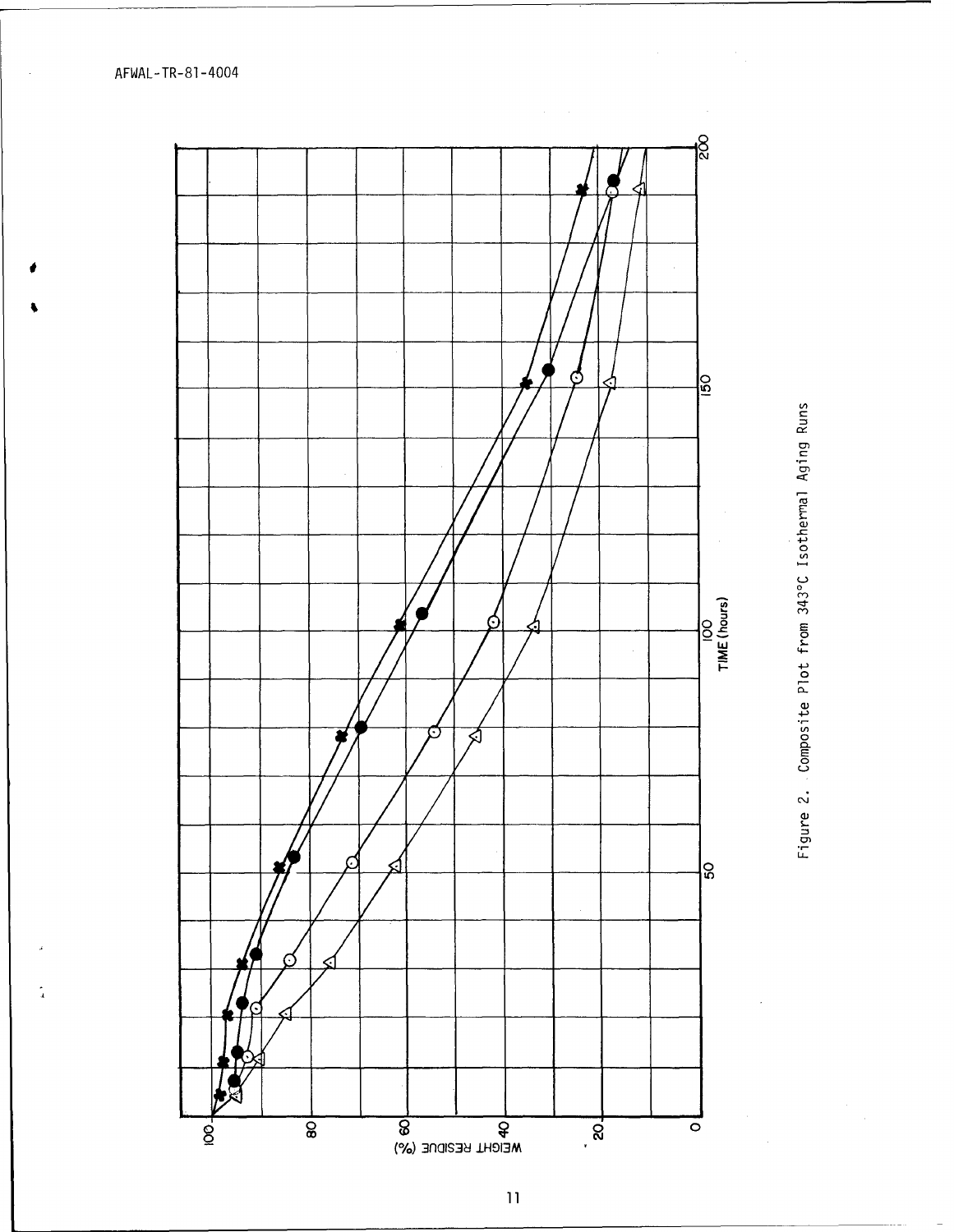Figure 2. Composite Plot from 343°C Isothermal Aging Runs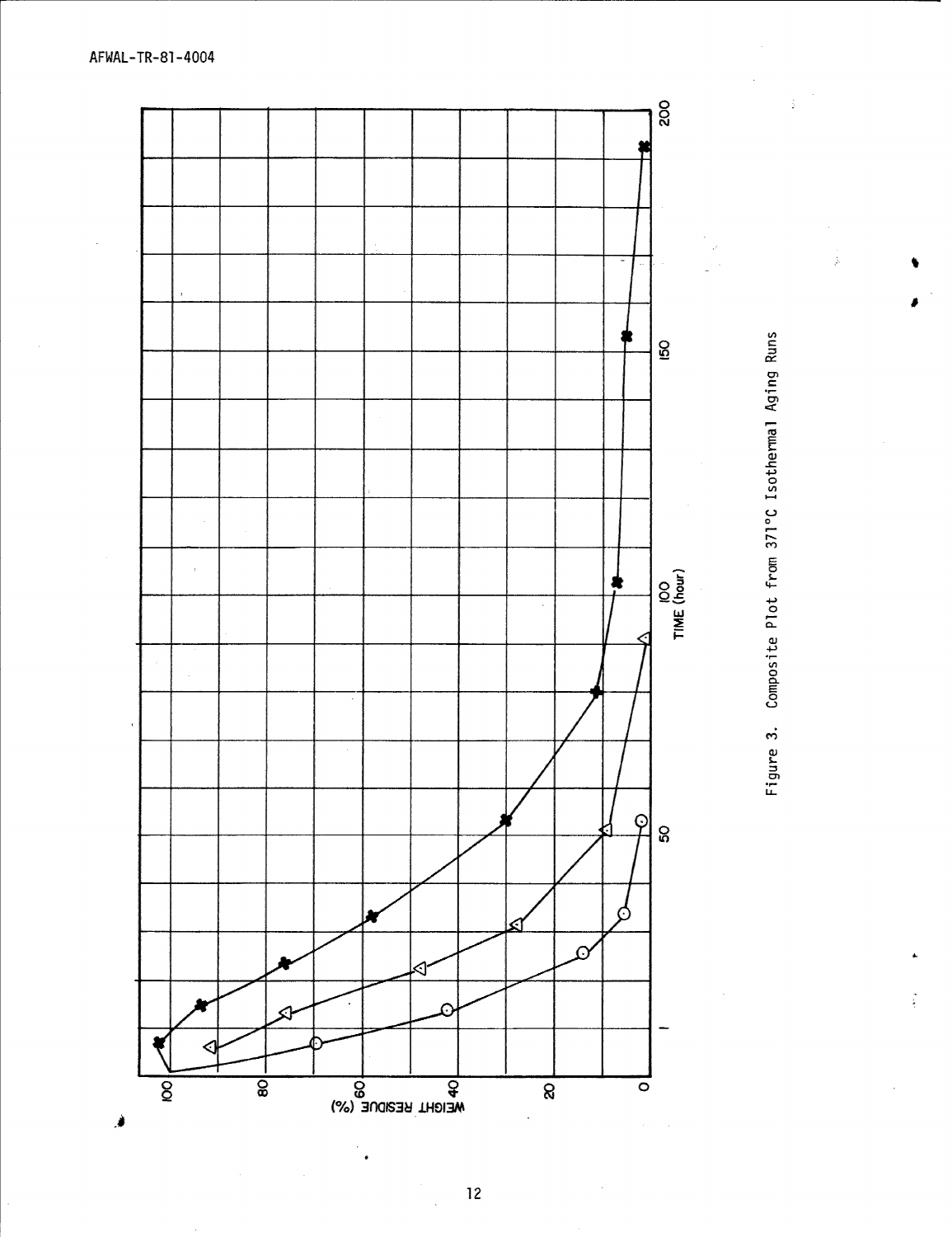100
80
60
40
20
0
WEIGHT RESIDUE (%)

50
100
TIME (hour)
150
200

Figure 3. Composite Plot from 371°C Isothermal Aging Runs